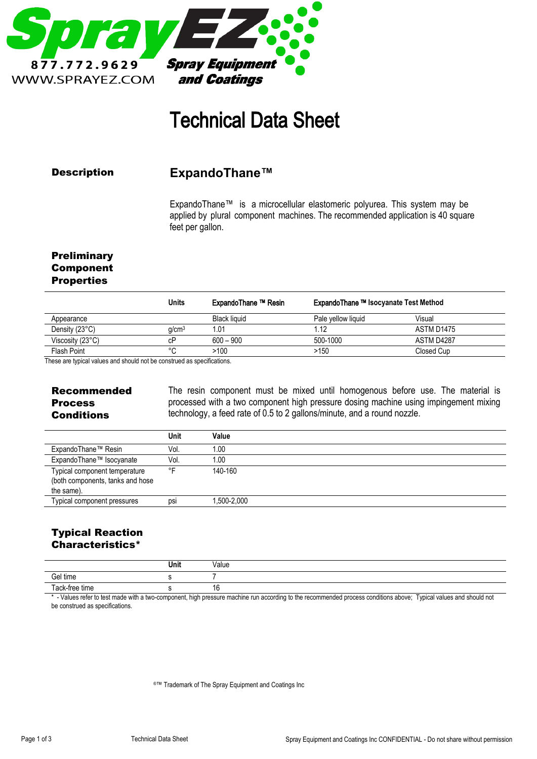SprayEZ

877.772.9629

WWW.SPRAYEZ.COM

Spray Equipment and Coatings

# Technical Data Sheet

## Description

### ExpandoThane™

ExpandoThane™ is a microcellular elastomeric polyurea. This system may be applied by plural component machines. The recommended application is 40 square feet per gallon.

## Preliminary Component Properties

| | Units | ExpandoThane ™ Resin | ExpandoThane ™ Isocyanate | Test Method |
|---|---|---|---|---|
| Appearance | | Black liquid | Pale yellow liquid | Visual |
| Density (23°C) | g/cm³ | 1.01 | 1.12 | ASTM D1475 |
| Viscosity (23°C) | cP | 600 – 900 | 500-1000 | ASTM D4287 |
| Flash Point | °C | >100 | >150 | Closed Cup |

These are typical values and should not be construed as specifications.

## Recommended Process Conditions

The resin component must be mixed until homogenous before use. The material is processed with a two component high pressure dosing machine using impingement mixing technology, a feed rate of 0.5 to 2 gallons/minute, and a round nozzle.

| | Unit | Value |
|---|---|---|
| ExpandoThane™ Resin | Vol. | 1.00 |
| ExpandoThane™ Isocyanate | Vol. | 1.00 |
| Typical component temperature (both components, tanks and hose the same). | °F | 140-160 |
| Typical component pressures | psi | 1,500-2,000 |

## Typical Reaction Characteristics*

| | Unit | Value |
|---|---|---|
| Gel time | s | 7 |
| Tack-free time | s | 16 |

* - Values refer to test made with a two-component, high pressure machine run according to the recommended process conditions above; Typical values and should not be construed as specifications.

®™ Trademark of The Spray Equipment and Coatings Inc

Spray Equipment and Coatings Inc CONFIDENTIAL - Do not share without permission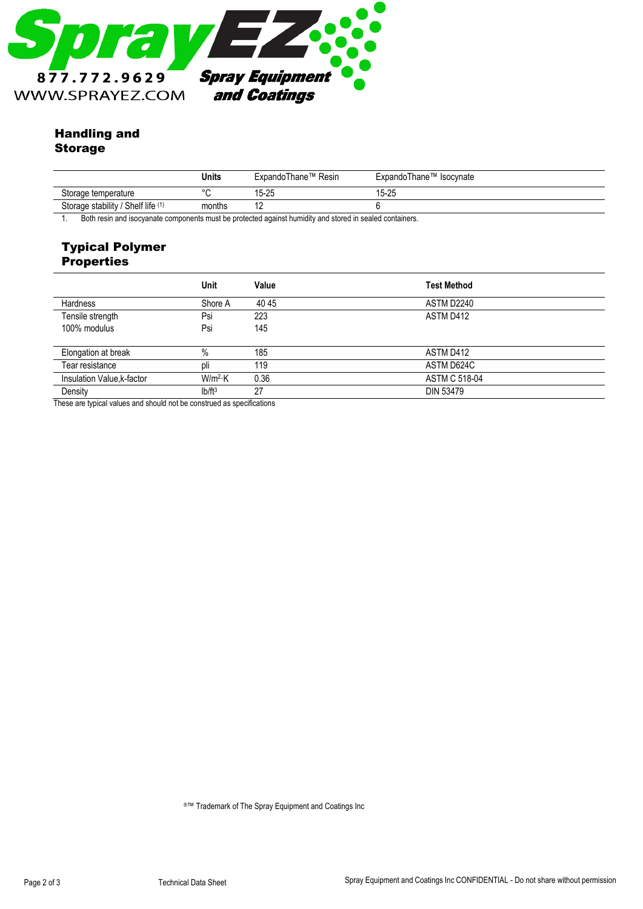## Handling and Storage

| | Units | ExpandoThane™ Resin | ExpandoThane™ Isocynate |
|---|---|---|---|
| Storage temperature | °C | 15-25 | 15-25 |
| Storage stability / Shelf life (1) | months | 12 | 6 |

1. Both resin and isocyanate components must be protected against humidity and stored in sealed containers.

## Typical Polymer Properties

| | Unit | Value | Test Method |
|---|---|---|---|
| Hardness | Shore A | 40 45 | ASTM D2240 |
| Tensile strength | Psi | 223 | ASTM D412 |
| 100% modulus | Psi | 145 | |
| Elongation at break | % | 185 | ASTM D412 |
| Tear resistance | pli | 119 | ASTM D624C |
| Insulation Value,k-factor | $W/m^2 \cdot K$ | 0.36 | ASTM C 518-04 |
| Density | $lb/ft^3$ | 27 | DIN 53479 |

These are typical values and should not be construed as specifications

®™ Trademark of The Spray Equipment and Coatings Inc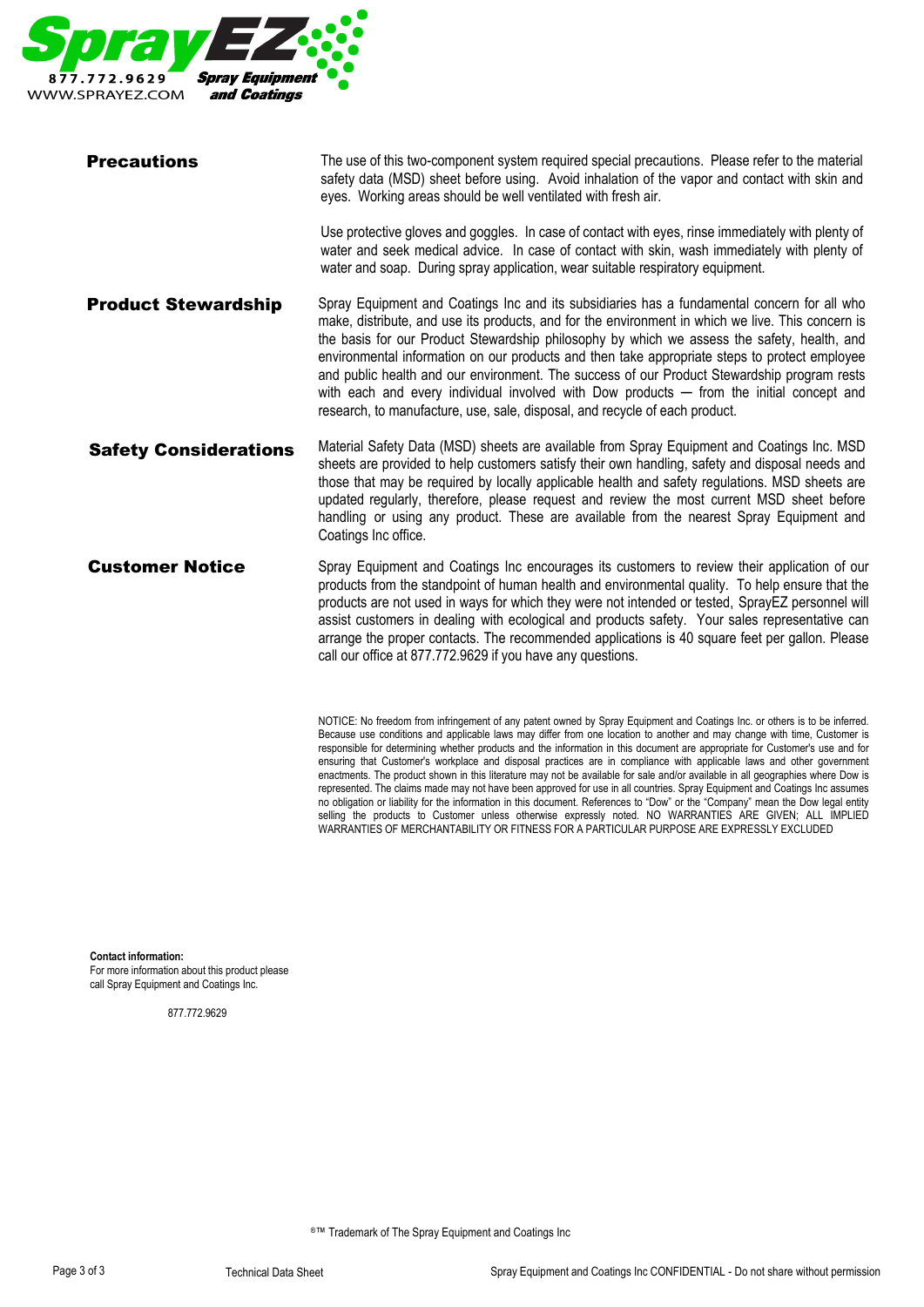## Precautions

The use of this two-component system required special precautions. Please refer to the material safety data (MSD) sheet before using. Avoid inhalation of the vapor and contact with skin and eyes. Working areas should be well ventilated with fresh air.

Use protective gloves and goggles. In case of contact with eyes, rinse immediately with plenty of water and seek medical advice. In case of contact with skin, wash immediately with plenty of water and soap. During spray application, wear suitable respiratory equipment.

## Product Stewardship

Spray Equipment and Coatings Inc and its subsidiaries has a fundamental concern for all who make, distribute, and use its products, and for the environment in which we live. This concern is the basis for our Product Stewardship philosophy by which we assess the safety, health, and environmental information on our products and then take appropriate steps to protect employee and public health and our environment. The success of our Product Stewardship program rests with each and every individual involved with Dow products — from the initial concept and research, to manufacture, use, sale, disposal, and recycle of each product.

## Safety Considerations

Material Safety Data (MSD) sheets are available from Spray Equipment and Coatings Inc. MSD sheets are provided to help customers satisfy their own handling, safety and disposal needs and those that may be required by locally applicable health and safety regulations. MSD sheets are updated regularly, therefore, please request and review the most current MSD sheet before handling or using any product. These are available from the nearest Spray Equipment and Coatings Inc office.

## Customer Notice

Spray Equipment and Coatings Inc encourages its customers to review their application of our products from the standpoint of human health and environmental quality. To help ensure that the products are not used in ways for which they were not intended or tested, SprayEZ personnel will assist customers in dealing with ecological and products safety. Your sales representative can arrange the proper contacts. The recommended applications is 40 square feet per gallon. Please call our office at 877.772.9629 if you have any questions.

NOTICE: No freedom from infringement of any patent owned by Spray Equipment and Coatings Inc. or others is to be inferred. Because use conditions and applicable laws may differ from one location to another and may change with time, Customer is responsible for determining whether products and the information in this document are appropriate for Customer's use and for ensuring that Customer's workplace and disposal practices are in compliance with applicable laws and other government enactments. The product shown in this literature may not be available for sale and/or available in all geographies where Dow is represented. The claims made may not have been approved for use in all countries. Spray Equipment and Coatings Inc assumes no obligation or liability for the information in this document. References to "Dow" or the "Company" mean the Dow legal entity selling the products to Customer unless otherwise expressly noted. NO WARRANTIES ARE GIVEN; ALL IMPLIED WARRANTIES OF MERCHANTABILITY OR FITNESS FOR A PARTICULAR PURPOSE ARE EXPRESSLY EXCLUDED

**Contact information:**
For more information about this product please call Spray Equipment and Coatings Inc.

877.772.9629

®™ Trademark of The Spray Equipment and Coatings Inc